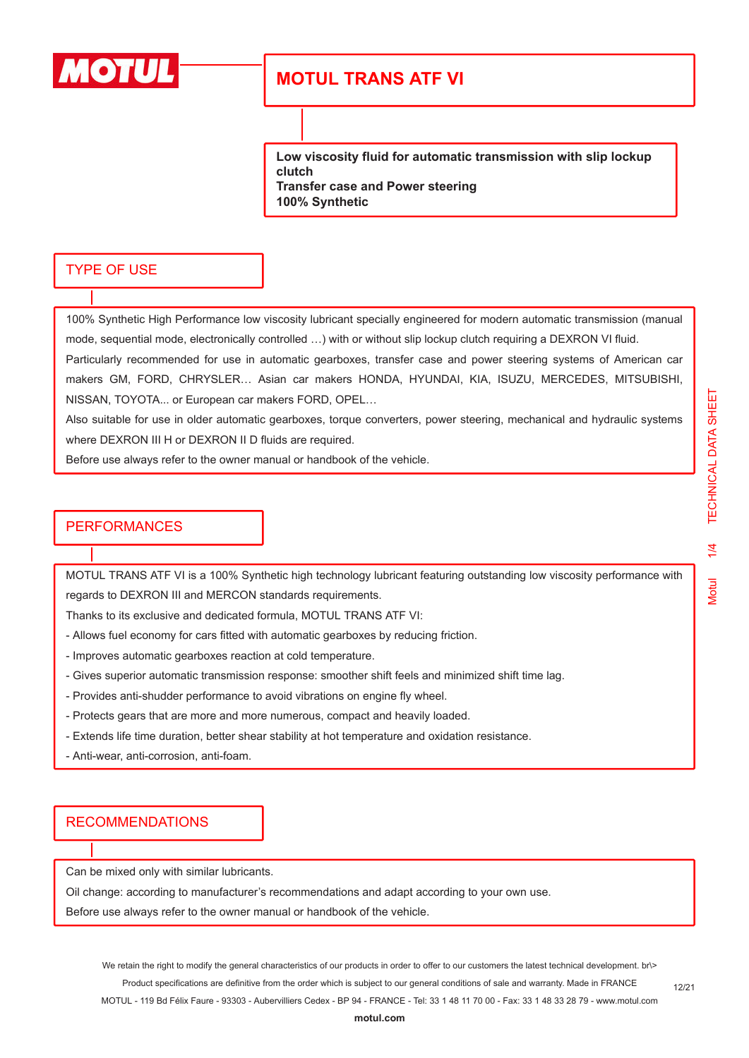# MOTUL TRANS ATF VI

**Low viscosity fluid for automatic transmission with slip lockup clutch**
**Transfer case and Power steering**
**100% Synthetic**

## TYPE OF USE

100% Synthetic High Performance low viscosity lubricant specially engineered for modern automatic transmission (manual mode, sequential mode, electronically controlled …) with or without slip lockup clutch requiring a DEXRON VI fluid.

Particularly recommended for use in automatic gearboxes, transfer case and power steering systems of American car makers GM, FORD, CHRYSLER… Asian car makers HONDA, HYUNDAI, KIA, ISUZU, MERCEDES, MITSUBISHI, NISSAN, TOYOTA... or European car makers FORD, OPEL…

Also suitable for use in older automatic gearboxes, torque converters, power steering, mechanical and hydraulic systems where DEXRON III H or DEXRON II D fluids are required.

Before use always refer to the owner manual or handbook of the vehicle.

## PERFORMANCES

MOTUL TRANS ATF VI is a 100% Synthetic high technology lubricant featuring outstanding low viscosity performance with regards to DEXRON III and MERCON standards requirements.

Thanks to its exclusive and dedicated formula, MOTUL TRANS ATF VI:

- Allows fuel economy for cars fitted with automatic gearboxes by reducing friction.
- Improves automatic gearboxes reaction at cold temperature.
- Gives superior automatic transmission response: smoother shift feels and minimized shift time lag.
- Provides anti-shudder performance to avoid vibrations on engine fly wheel.
- Protects gears that are more and more numerous, compact and heavily loaded.
- Extends life time duration, better shear stability at hot temperature and oxidation resistance.
- Anti-wear, anti-corrosion, anti-foam.

## RECOMMENDATIONS

Can be mixed only with similar lubricants.

Oil change: according to manufacturer's recommendations and adapt according to your own use.

Before use always refer to the owner manual or handbook of the vehicle.

We retain the right to modify the general characteristics of our products in order to offer to our customers the latest technical development. br\>
Product specifications are definitive from the order which is subject to our general conditions of sale and warranty. Made in FRANCE
MOTUL - 119 Bd Félix Faure - 93303 - Aubervilliers Cedex - BP 94 - FRANCE - Tel: 33 1 48 11 70 00 - Fax: 33 1 48 33 28 79 - www.motul.com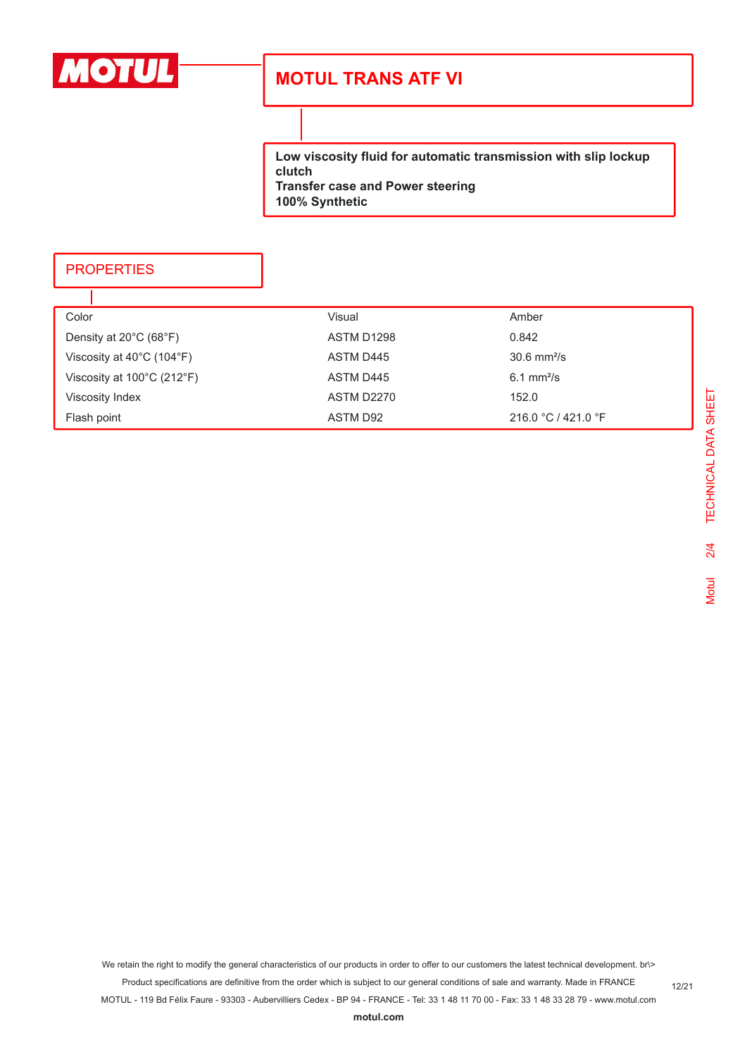# MOTUL TRANS ATF VI

**Low viscosity fluid for automatic transmission with slip lockup clutch**
**Transfer case and Power steering**
**100% Synthetic**

## PROPERTIES

| | | |
|---|---|---|
| Color | Visual | Amber |
| Density at 20°C (68°F) | ASTM D1298 | 0.842 |
| Viscosity at 40°C (104°F) | ASTM D445 | 30.6 mm²/s |
| Viscosity at 100°C (212°F) | ASTM D445 | 6.1 mm²/s |
| Viscosity Index | ASTM D2270 | 152.0 |
| Flash point | ASTM D92 | 216.0 °C / 421.0 °F |

We retain the right to modify the general characteristics of our products in order to offer to our customers the latest technical development. br\>
Product specifications are definitive from the order which is subject to our general conditions of sale and warranty. Made in FRANCE
MOTUL - 119 Bd Félix Faure - 93303 - Aubervilliers Cedex - BP 94 - FRANCE - Tel: 33 1 48 11 70 00 - Fax: 33 1 48 33 28 79 - www.motul.com

**motul.com**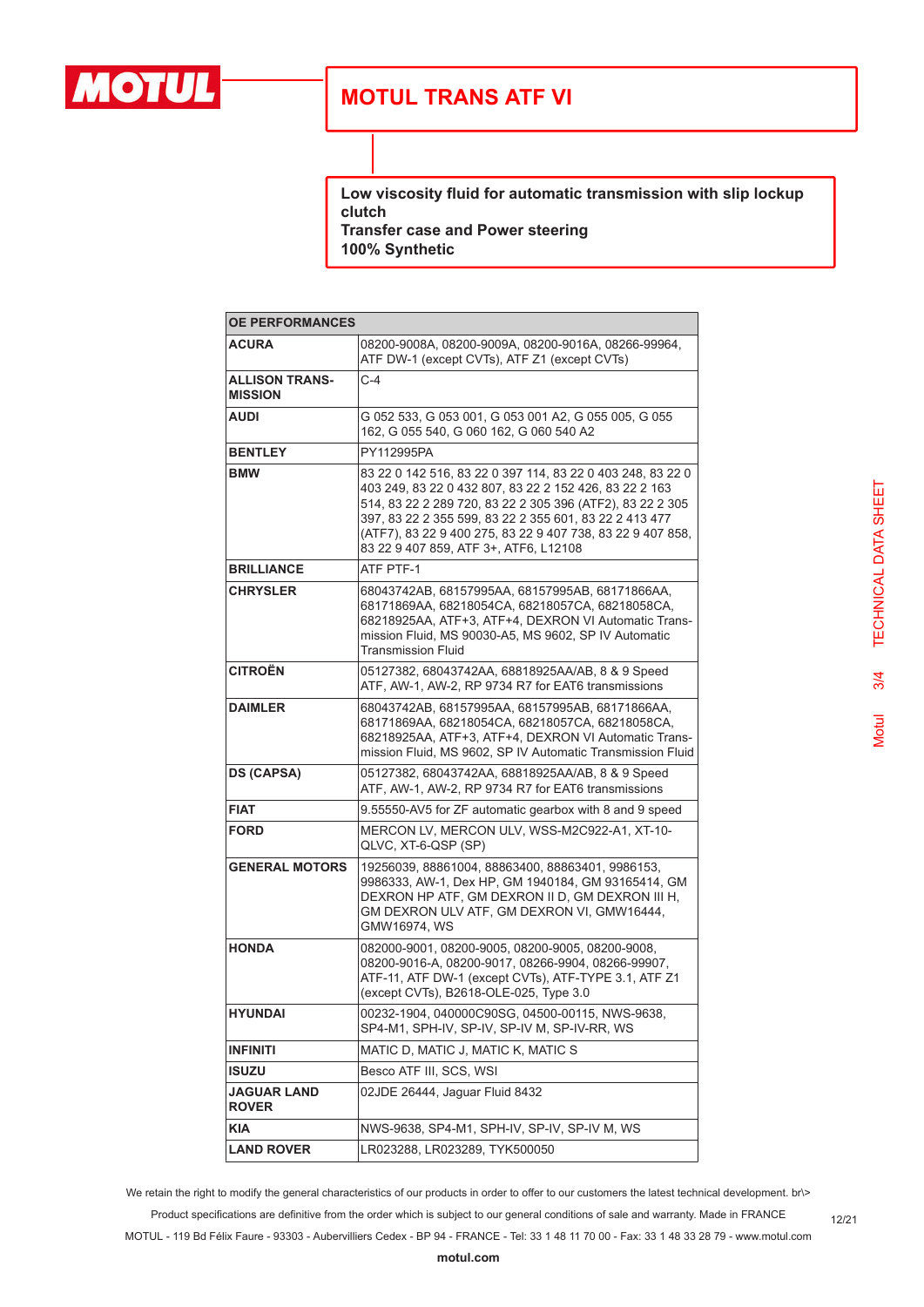# MOTUL TRANS ATF VI

**Low viscosity fluid for automatic transmission with slip lockup clutch**
**Transfer case and Power steering**
**100% Synthetic**

| OE PERFORMANCES | |
|---|---|
| **ACURA** | 08200-9008A, 08200-9009A, 08200-9016A, 08266-99964, ATF DW-1 (except CVTs), ATF Z1 (except CVTs) |
| **ALLISON TRANS-MISSION** | C-4 |
| **AUDI** | G 052 533, G 053 001, G 053 001 A2, G 055 005, G 055 162, G 055 540, G 060 162, G 060 540 A2 |
| **BENTLEY** | PY112995PA |
| **BMW** | 83 22 0 142 516, 83 22 0 397 114, 83 22 0 403 248, 83 22 0 403 249, 83 22 0 432 807, 83 22 2 152 426, 83 22 2 163 514, 83 22 2 289 720, 83 22 2 305 396 (ATF2), 83 22 2 305 397, 83 22 2 355 599, 83 22 2 355 601, 83 22 2 413 477 (ATF7), 83 22 9 400 275, 83 22 9 407 738, 83 22 9 407 858, 83 22 9 407 859, ATF 3+, ATF6, L12108 |
| **BRILLIANCE** | ATF PTF-1 |
| **CHRYSLER** | 68043742AB, 68157995AA, 68157995AB, 68171866AA, 68171869AA, 68218054CA, 68218057CA, 68218058CA, 68218925AA, ATF+3, ATF+4, DEXRON VI Automatic Transmission Fluid, MS 90030-A5, MS 9602, SP IV Automatic Transmission Fluid |
| **CITROËN** | 05127382, 68043742AA, 68818925AA/AB, 8 & 9 Speed ATF, AW-1, AW-2, RP 9734 R7 for EAT6 transmissions |
| **DAIMLER** | 68043742AB, 68157995AA, 68157995AB, 68171866AA, 68171869AA, 68218054CA, 68218057CA, 68218058CA, 68218925AA, ATF+3, ATF+4, DEXRON VI Automatic Transmission Fluid, MS 9602, SP IV Automatic Transmission Fluid |
| **DS (CAPSA)** | 05127382, 68043742AA, 68818925AA/AB, 8 & 9 Speed ATF, AW-1, AW-2, RP 9734 R7 for EAT6 transmissions |
| **FIAT** | 9.55550-AV5 for ZF automatic gearbox with 8 and 9 speed |
| **FORD** | MERCON LV, MERCON ULV, WSS-M2C922-A1, XT-10-QLVC, XT-6-QSP (SP) |
| **GENERAL MOTORS** | 19256039, 88861004, 88863400, 88863401, 9986153, 9986333, AW-1, Dex HP, GM 1940184, GM 93165414, GM DEXRON HP ATF, GM DEXRON II D, GM DEXRON III H, GM DEXRON ULV ATF, GM DEXRON VI, GMW16444, GMW16974, WS |
| **HONDA** | 082000-9001, 08200-9005, 08200-9005, 08200-9008, 08200-9016-A, 08200-9017, 08266-9904, 08266-99907, ATF-11, ATF DW-1 (except CVTs), ATF-TYPE 3.1, ATF Z1 (except CVTs), B2618-OLE-025, Type 3.0 |
| **HYUNDAI** | 00232-1904, 040000C90SG, 04500-00115, NWS-9638, SP4-M1, SPH-IV, SP-IV, SP-IV M, SP-IV-RR, WS |
| **INFINITI** | MATIC D, MATIC J, MATIC K, MATIC S |
| **ISUZU** | Besco ATF III, SCS, WSI |
| **JAGUAR LAND ROVER** | 02JDE 26444, Jaguar Fluid 8432 |
| **KIA** | NWS-9638, SP4-M1, SPH-IV, SP-IV, SP-IV M, WS |
| **LAND ROVER** | LR023288, LR023289, TYK500050 |

We retain the right to modify the general characteristics of our products in order to offer to our customers the latest technical development. br\>
Product specifications are definitive from the order which is subject to our general conditions of sale and warranty. Made in FRANCE
MOTUL - 119 Bd Félix Faure - 93303 - Aubervilliers Cedex - BP 94 - FRANCE - Tel: 33 1 48 11 70 00 - Fax: 33 1 48 33 28 79 - www.motul.com

**motul.com**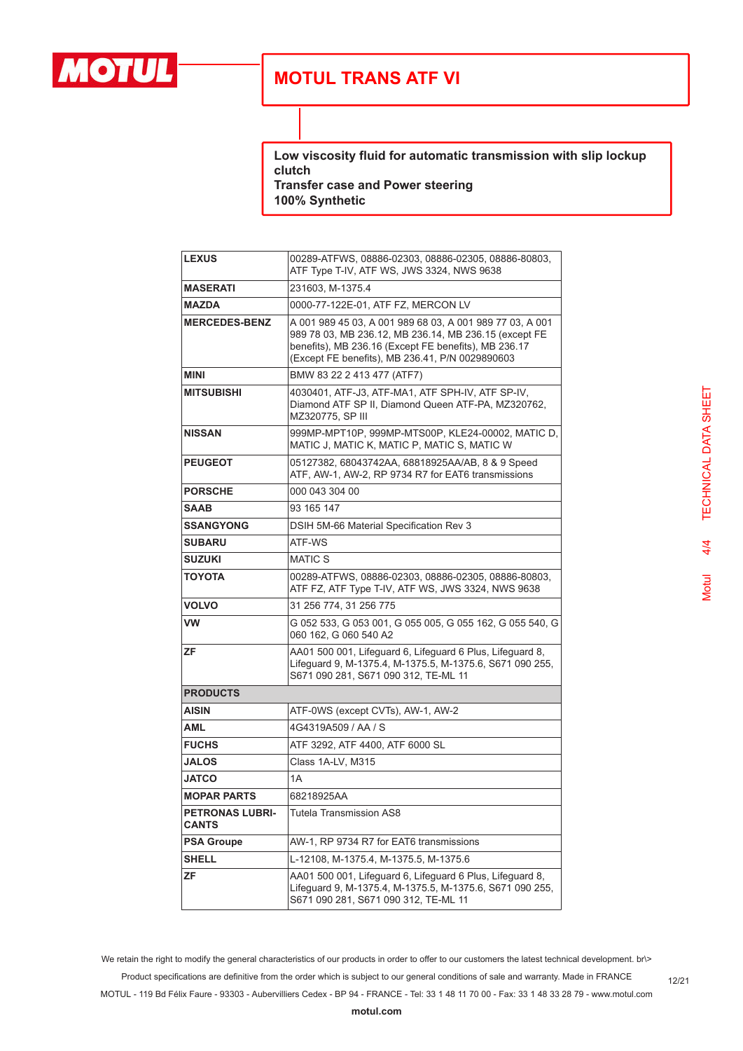# MOTUL TRANS ATF VI

**Low viscosity fluid for automatic transmission with slip lockup clutch**
**Transfer case and Power steering**
**100% Synthetic**

| | |
|---|---|
| **LEXUS** | 00289-ATFWS, 08886-02303, 08886-02305, 08886-80803, ATF Type T-IV, ATF WS, JWS 3324, NWS 9638 |
| **MASERATI** | 231603, M-1375.4 |
| **MAZDA** | 0000-77-122E-01, ATF FZ, MERCON LV |
| **MERCEDES-BENZ** | A 001 989 45 03, A 001 989 68 03, A 001 989 77 03, A 001 989 78 03, MB 236.12, MB 236.14, MB 236.15 (except FE benefits), MB 236.16 (Except FE benefits), MB 236.17 (Except FE benefits), MB 236.41, P/N 0029890603 |
| **MINI** | BMW 83 22 2 413 477 (ATF7) |
| **MITSUBISHI** | 4030401, ATF-J3, ATF-MA1, ATF SPH-IV, ATF SP-IV, Diamond ATF SP II, Diamond Queen ATF-PA, MZ320762, MZ320775, SP III |
| **NISSAN** | 999MP-MPT10P, 999MP-MTS00P, KLE24-00002, MATIC D, MATIC J, MATIC K, MATIC P, MATIC S, MATIC W |
| **PEUGEOT** | 05127382, 68043742AA, 68818925AA/AB, 8 & 9 Speed ATF, AW-1, AW-2, RP 9734 R7 for EAT6 transmissions |
| **PORSCHE** | 000 043 304 00 |
| **SAAB** | 93 165 147 |
| **SSANGYONG** | DSIH 5M-66 Material Specification Rev 3 |
| **SUBARU** | ATF-WS |
| **SUZUKI** | MATIC S |
| **TOYOTA** | 00289-ATFWS, 08886-02303, 08886-02305, 08886-80803, ATF FZ, ATF Type T-IV, ATF WS, JWS 3324, NWS 9638 |
| **VOLVO** | 31 256 774, 31 256 775 |
| **VW** | G 052 533, G 053 001, G 055 005, G 055 162, G 055 540, G 060 162, G 060 540 A2 |
| **ZF** | AA01 500 001, Lifeguard 6, Lifeguard 6 Plus, Lifeguard 8, Lifeguard 9, M-1375.4, M-1375.5, M-1375.6, S671 090 255, S671 090 281, S671 090 312, TE-ML 11 |
| **PRODUCTS** | |
| **AISIN** | ATF-0WS (except CVTs), AW-1, AW-2 |
| **AML** | 4G4319A509 / AA / S |
| **FUCHS** | ATF 3292, ATF 4400, ATF 6000 SL |
| **JALOS** | Class 1A-LV, M315 |
| **JATCO** | 1A |
| **MOPAR PARTS** | 68218925AA |
| **PETRONAS LUBRICANTS** | Tutela Transmission AS8 |
| **PSA Groupe** | AW-1, RP 9734 R7 for EAT6 transmissions |
| **SHELL** | L-12108, M-1375.4, M-1375.5, M-1375.6 |
| **ZF** | AA01 500 001, Lifeguard 6, Lifeguard 6 Plus, Lifeguard 8, Lifeguard 9, M-1375.4, M-1375.5, M-1375.6, S671 090 255, S671 090 281, S671 090 312, TE-ML 11 |

We retain the right to modify the general characteristics of our products in order to offer to our customers the latest technical development. br\>
Product specifications are definitive from the order which is subject to our general conditions of sale and warranty. Made in FRANCE
MOTUL - 119 Bd Félix Faure - 93303 - Aubervilliers Cedex - BP 94 - FRANCE - Tel: 33 1 48 11 70 00 - Fax: 33 1 48 33 28 79 - www.motul.com

**motul.com**